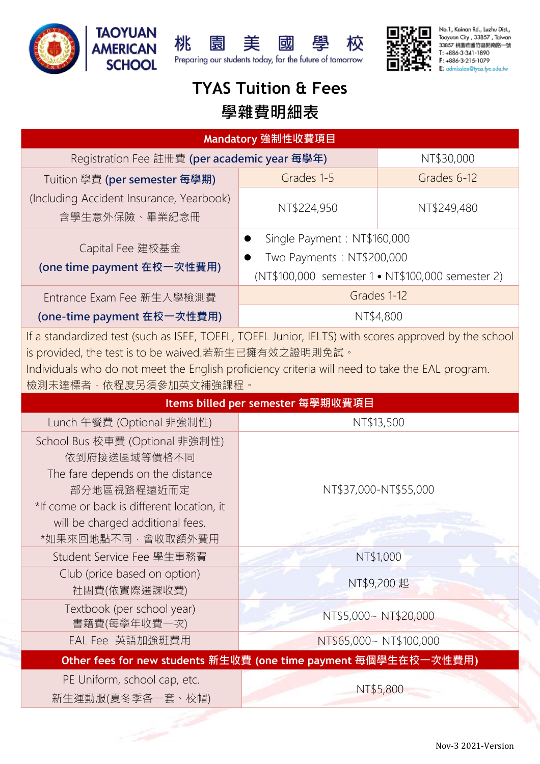TAOYUAN AMERICAN SCHOOL

桃 園 美 國 學 校

Preparing our students today, for the future of tomorrow

No.1, Kainan Rd., Luzhu Dist., Taoyuan City, 33857, Taiwan
33857 桃園市蘆竹區開南路一號
T: +886-3-341-1890
F: +886-3-215-1079
E: admission@tyas.tyc.edu.tw

# TYAS Tuition & Fees

# 學雜費明細表

| Mandatory 強制性收費項目 | | |
|---|---|---|
| Registration Fee 註冊費 **(per academic year 每學年)** | | NT$30,000 |
| Tuition 學費 **(per semester 每學期)** (Including Accident Insurance, Yearbook) 含學生意外保險、畢業紀念冊 | Grades 1-5 | Grades 6-12 |
| | NT$224,950 | NT$249,480 |
| Capital Fee 建校基金 **(one time payment 在校一次性費用)** | ● Single Payment：NT$160,000<br>● Two Payments：NT$200,000<br>(NT$100,000 semester 1 • NT$100,000 semester 2) | |
| Entrance Exam Fee 新生入學檢測費 **(one-time payment 在校一次性費用)** | Grades 1-12 | |
| | NT$4,800 | |
| If a standardized test (such as ISEE, TOEFL, TOEFL Junior, IELTS) with scores approved by the school is provided, the test is to be waived.若新生已擁有效之證明則免試。<br>Individuals who do not meet the English proficiency criteria will need to take the EAL program.<br>檢測未達標者，依程度另須參加英文補強課程。 | | |
| **Items billed per semester 每學期收費項目** | | |
| Lunch 午餐費 (Optional 非強制性) | NT$13,500 | |
| School Bus 校車費 (Optional 非強制性)<br>依到府接送區域等價格不同<br>The fare depends on the distance<br>部分地區視路程遠近而定<br>*If come or back is different location, it will be charged additional fees.<br>*如果來回地點不同，會收取額外費用 | NT$37,000-NT$55,000 | |
| Student Service Fee 學生事務費 | NT$1,000 | |
| Club (price based on option)<br>社團費(依實際選課收費) | NT$9,200 起 | |
| Textbook (per school year)<br>書籍費(每學年收費一次) | NT$5,000~ NT$20,000 | |
| EAL Fee 英語加強班費用 | NT$65,000~ NT$100,000 | |
| **Other fees for new students 新生收費 (one time payment 每個學生在校一次性費用)** | | |
| PE Uniform, school cap, etc.<br>新生運動服(夏冬季各一套、校帽) | NT$5,800 | |

Nov-3 2021-Version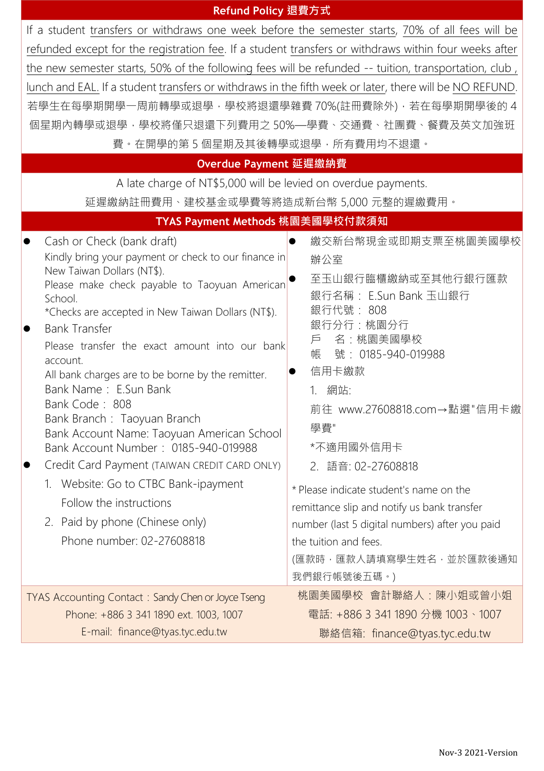## Refund Policy 退費方式

If a student transfers or withdraws one week before the semester starts, 70% of all fees will be refunded except for the registration fee. If a student transfers or withdraws within four weeks after the new semester starts, 50% of the following fees will be refunded -- tuition, transportation, club , lunch and EAL. If a student transfers or withdraws in the fifth week or later, there will be NO REFUND.

若學生在每學期開學一周前轉學或退學，學校將退還學雜費 70%(註冊費除外)，若在每學期開學後的 4 個星期內轉學或退學，學校將僅只退還下列費用之 50%—學費、交通費、社團費、餐費及英文加強班費。在開學的第 5 個星期及其後轉學或退學，所有費用均不退還。

## Overdue Payment 延遲繳納費

A late charge of NT$5,000 will be levied on overdue payments.

延遲繳納註冊費用、建校基金或學費等將造成新台幣 5,000 元整的遲繳費用。

## TYAS Payment Methods 桃園美國學校付款須知

- Cash or Check (bank draft)
  Kindly bring your payment or check to our finance in New Taiwan Dollars (NT$).
  Please make check payable to Taoyuan American School.
  *Checks are accepted in New Taiwan Dollars (NT$).
- Bank Transfer
  Please transfer the exact amount into our bank account.
  All bank charges are to be borne by the remitter.
  Bank Name： E.Sun Bank
  Bank Code： 808
  Bank Branch： Taoyuan Branch
  Bank Account Name: Taoyuan American School
  Bank Account Number： 0185-940-019988
- Credit Card Payment (TAIWAN CREDIT CARD ONLY)
  1. Website: Go to CTBC Bank-ipayment
     Follow the instructions
  2. Paid by phone (Chinese only)
     Phone number: 02-27608818

- 繳交新台幣現金或即期支票至桃園美國學校辦公室
- 至玉山銀行臨櫃繳納或至其他行銀行匯款
  銀行名稱： E.Sun Bank 玉山銀行
  銀行代號： 808
  銀行分行：桃園分行
  戶　名：桃園美國學校
  帳　號： 0185-940-019988
- 信用卡繳款
  1. 網站:
     前往 www.27608818.com→點選"信用卡繳學費"
     *不適用國外信用卡
  2. 語音: 02-27608818

* Please indicate student's name on the remittance slip and notify us bank transfer number (last 5 digital numbers) after you paid the tuition and fees.

(匯款時，匯款人請填寫學生姓名，並於匯款後通知我們銀行帳號後五碼。)

TYAS Accounting Contact：Sandy Chen or Joyce Tseng
Phone: +886 3 341 1890 ext. 1003, 1007
E-mail: finance@tyas.tyc.edu.tw

桃園美國學校 會計聯絡人：陳小姐或曾小姐
電話: +886 3 341 1890 分機 1003、1007
聯絡信箱: finance@tyas.tyc.edu.tw

Nov-3 2021-Version